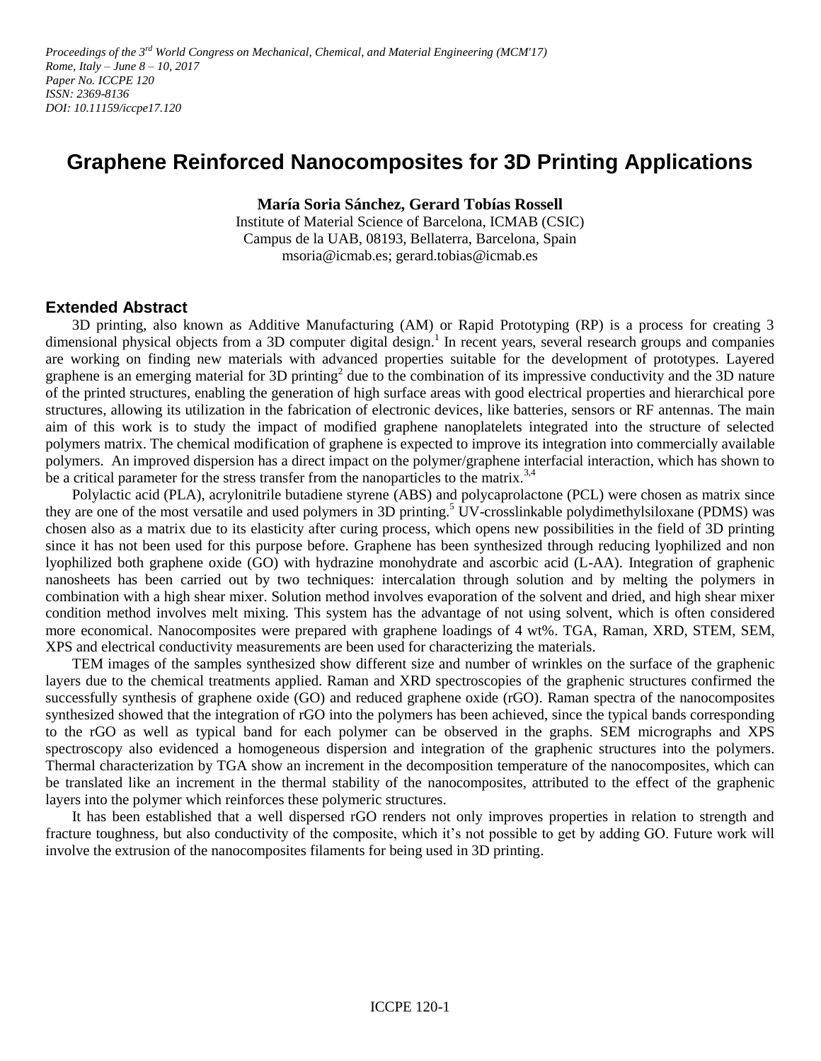*Proceedings of the 3rd World Congress on Mechanical, Chemical, and Material Engineering (MCM'17)*
*Rome, Italy – June 8 – 10, 2017*
*Paper No. ICCPE 120*
*ISSN: 2369-8136*
*DOI: 10.11159/iccpe17.120*

# Graphene Reinforced Nanocomposites for 3D Printing Applications

**María Soria Sánchez, Gerard Tobías Rossell**

Institute of Material Science of Barcelona, ICMAB (CSIC)
Campus de la UAB, 08193, Bellaterra, Barcelona, Spain
msoria@icmab.es; gerard.tobias@icmab.es

## Extended Abstract

3D printing, also known as Additive Manufacturing (AM) or Rapid Prototyping (RP) is a process for creating 3 dimensional physical objects from a 3D computer digital design.[1] In recent years, several research groups and companies are working on finding new materials with advanced properties suitable for the development of prototypes. Layered graphene is an emerging material for 3D printing[2] due to the combination of its impressive conductivity and the 3D nature of the printed structures, enabling the generation of high surface areas with good electrical properties and hierarchical pore structures, allowing its utilization in the fabrication of electronic devices, like batteries, sensors or RF antennas. The main aim of this work is to study the impact of modified graphene nanoplatelets integrated into the structure of selected polymers matrix. The chemical modification of graphene is expected to improve its integration into commercially available polymers. An improved dispersion has a direct impact on the polymer/graphene interfacial interaction, which has shown to be a critical parameter for the stress transfer from the nanoparticles to the matrix.[3,4]

Polylactic acid (PLA), acrylonitrile butadiene styrene (ABS) and polycaprolactone (PCL) were chosen as matrix since they are one of the most versatile and used polymers in 3D printing.[5] UV-crosslinkable polydimethylsiloxane (PDMS) was chosen also as a matrix due to its elasticity after curing process, which opens new possibilities in the field of 3D printing since it has not been used for this purpose before. Graphene has been synthesized through reducing lyophilized and non lyophilized both graphene oxide (GO) with hydrazine monohydrate and ascorbic acid (L-AA). Integration of graphenic nanosheets has been carried out by two techniques: intercalation through solution and by melting the polymers in combination with a high shear mixer. Solution method involves evaporation of the solvent and dried, and high shear mixer condition method involves melt mixing. This system has the advantage of not using solvent, which is often considered more economical. Nanocomposites were prepared with graphene loadings of 4 wt%. TGA, Raman, XRD, STEM, SEM, XPS and electrical conductivity measurements are been used for characterizing the materials.

TEM images of the samples synthesized show different size and number of wrinkles on the surface of the graphenic layers due to the chemical treatments applied. Raman and XRD spectroscopies of the graphenic structures confirmed the successfully synthesis of graphene oxide (GO) and reduced graphene oxide (rGO). Raman spectra of the nanocomposites synthesized showed that the integration of rGO into the polymers has been achieved, since the typical bands corresponding to the rGO as well as typical band for each polymer can be observed in the graphs. SEM micrographs and XPS spectroscopy also evidenced a homogeneous dispersion and integration of the graphenic structures into the polymers. Thermal characterization by TGA show an increment in the decomposition temperature of the nanocomposites, which can be translated like an increment in the thermal stability of the nanocomposites, attributed to the effect of the graphenic layers into the polymer which reinforces these polymeric structures.

It has been established that a well dispersed rGO renders not only improves properties in relation to strength and fracture toughness, but also conductivity of the composite, which it's not possible to get by adding GO. Future work will involve the extrusion of the nanocomposites filaments for being used in 3D printing.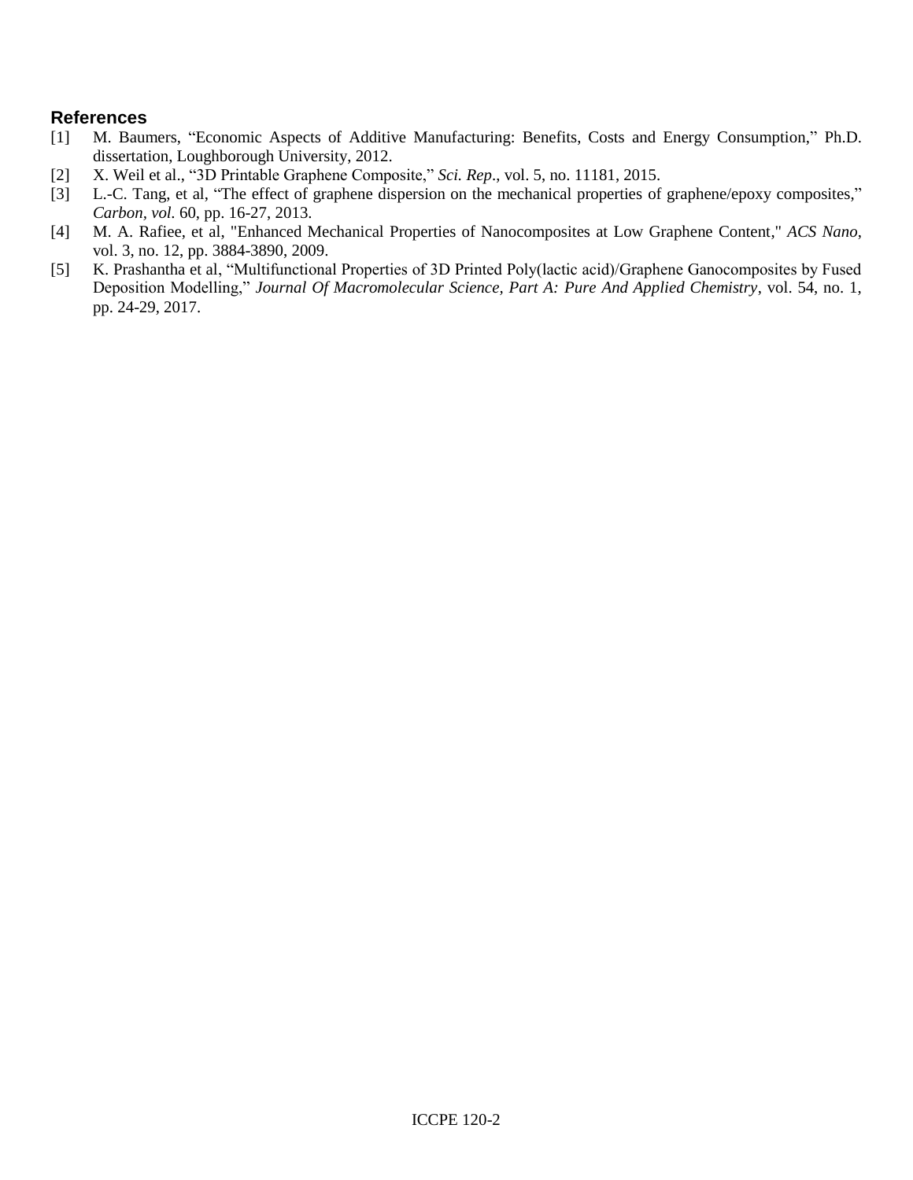## References

[1] M. Baumers, "Economic Aspects of Additive Manufacturing: Benefits, Costs and Energy Consumption," Ph.D. dissertation, Loughborough University, 2012.

[2] X. Weil et al., "3D Printable Graphene Composite," *Sci. Rep*., vol. 5, no. 11181, 2015.

[3] L.-C. Tang, et al, "The effect of graphene dispersion on the mechanical properties of graphene/epoxy composites," *Carbon*, *vol.* 60, pp. 16-27, 2013.

[4] M. A. Rafiee, et al, "Enhanced Mechanical Properties of Nanocomposites at Low Graphene Content," *ACS Nano*, vol. 3, no. 12, pp. 3884-3890, 2009.

[5] K. Prashantha et al, "Multifunctional Properties of 3D Printed Poly(lactic acid)/Graphene Ganocomposites by Fused Deposition Modelling," *Journal Of Macromolecular Science, Part A: Pure And Applied Chemistry*, vol. 54, no. 1, pp. 24-29, 2017.